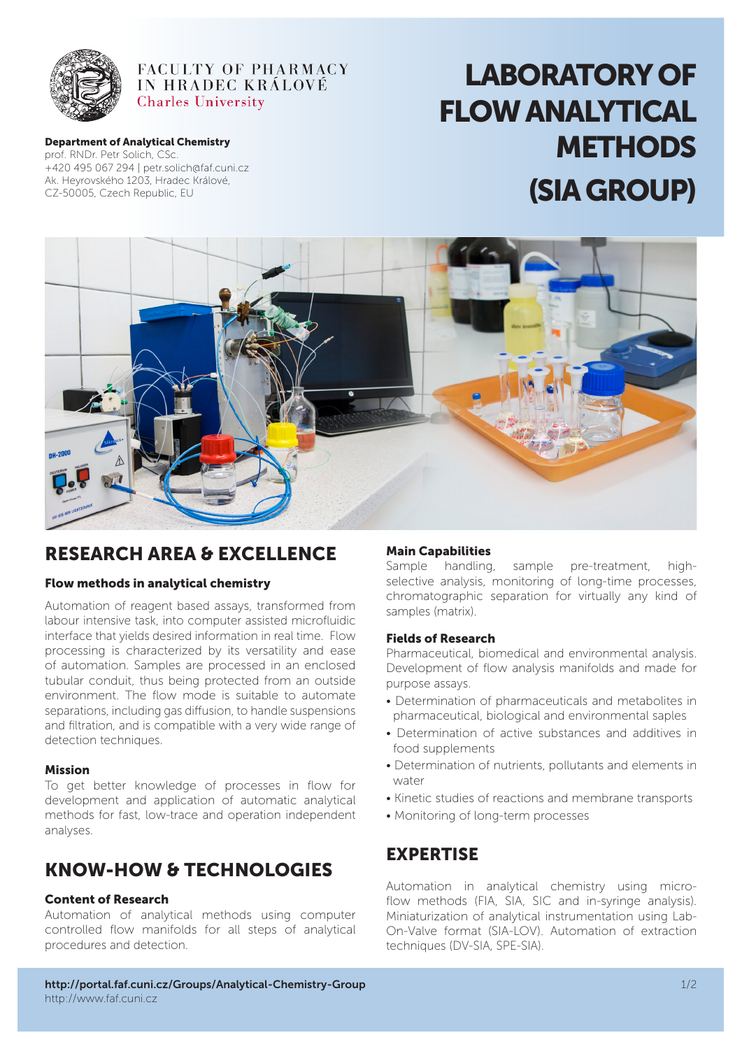FACULTY OF PHARMACY IN HRADEC KRÁLOVÉ
Charles University

**Department of Analytical Chemistry**
prof. RNDr. Petr Solich, CSc.
+420 495 067 294 | petr.solich@faf.cuni.cz
Ak. Heyrovského 1203, Hradec Králové,
CZ-50005, Czech Republic, EU

# LABORATORY OF FLOW ANALYTICAL METHODS (SIA GROUP)

## RESEARCH AREA & EXCELLENCE

### Flow methods in analytical chemistry

Automation of reagent based assays, transformed from labour intensive task, into computer assisted microfluidic interface that yields desired information in real time. Flow processing is characterized by its versatility and ease of automation. Samples are processed in an enclosed tubular conduit, thus being protected from an outside environment. The flow mode is suitable to automate separations, including gas diffusion, to handle suspensions and filtration, and is compatible with a very wide range of detection techniques.

### Mission

To get better knowledge of processes in flow for development and application of automatic analytical methods for fast, low-trace and operation independent analyses.

## KNOW-HOW & TECHNOLOGIES

### Content of Research

Automation of analytical methods using computer controlled flow manifolds for all steps of analytical procedures and detection.

### Main Capabilities

Sample handling, sample pre-treatment, high-selective analysis, monitoring of long-time processes, chromatographic separation for virtually any kind of samples (matrix).

### Fields of Research

Pharmaceutical, biomedical and environmental analysis. Development of flow analysis manifolds and made for purpose assays.

- Determination of pharmaceuticals and metabolites in pharmaceutical, biological and environmental saples
- Determination of active substances and additives in food supplements
- Determination of nutrients, pollutants and elements in water
- Kinetic studies of reactions and membrane transports
- Monitoring of long-term processes

## EXPERTISE

Automation in analytical chemistry using micro-flow methods (FIA, SIA, SIC and in-syringe analysis). Miniaturization of analytical instrumentation using Lab-On-Valve format (SIA-LOV). Automation of extraction techniques (DV-SIA, SPE-SIA).

**http://portal.faf.cuni.cz/Groups/Analytical-Chemistry-Group**
http://www.faf.cuni.cz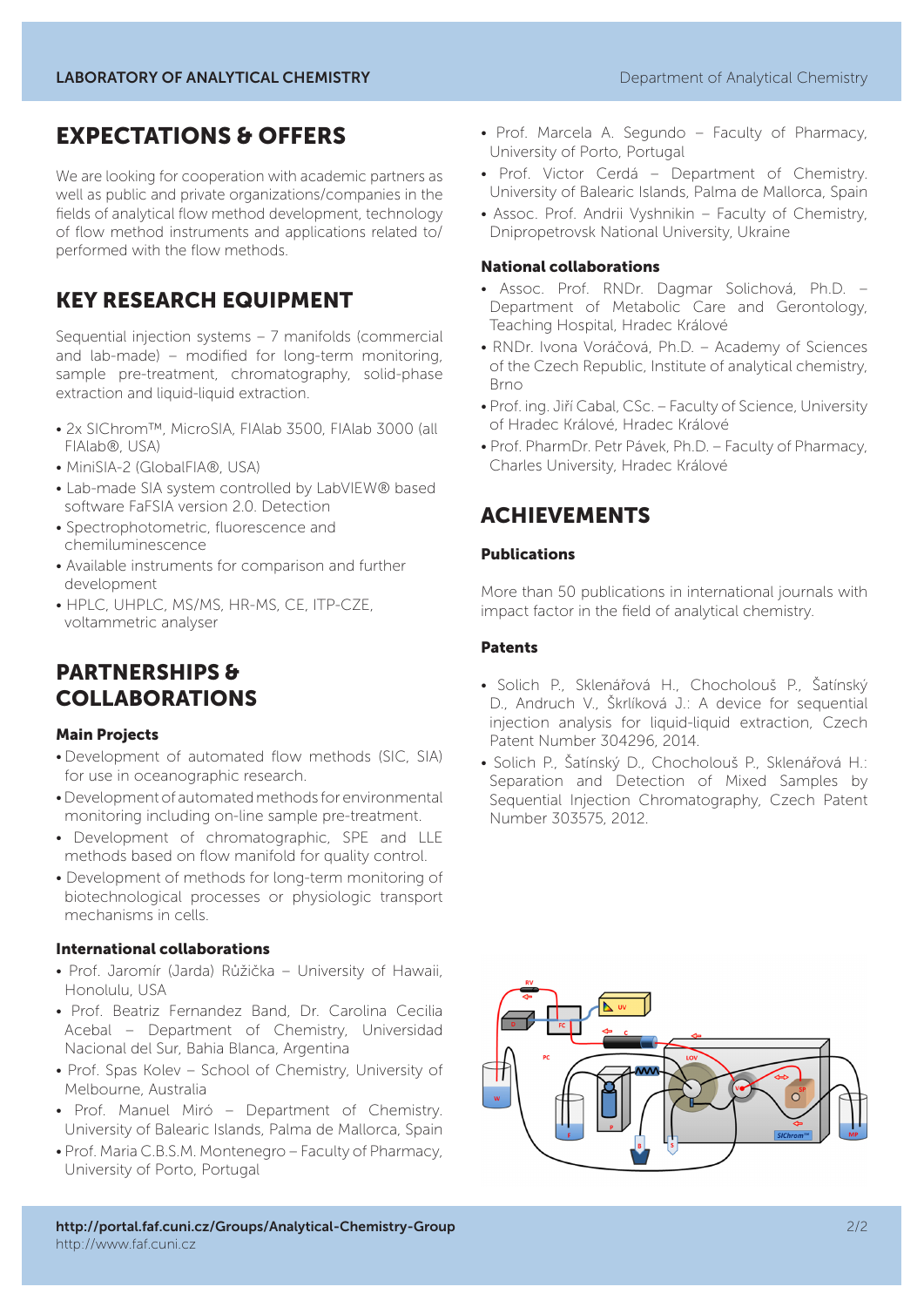# EXPECTATIONS & OFFERS

We are looking for cooperation with academic partners as well as public and private organizations/companies in the fields of analytical flow method development, technology of flow method instruments and applications related to/ performed with the flow methods.

# KEY RESEARCH EQUIPMENT

Sequential injection systems – 7 manifolds (commercial and lab-made) – modified for long-term monitoring, sample pre-treatment, chromatography, solid-phase extraction and liquid-liquid extraction.

- 2x SIChrom™, MicroSIA, FIAlab 3500, FIAlab 3000 (all FIAlab®, USA)
- MiniSIA-2 (GlobalFIA®, USA)
- Lab-made SIA system controlled by LabVIEW® based software FaFSIA version 2.0. Detection
- Spectrophotometric, fluorescence and chemiluminescence
- Available instruments for comparison and further development
- HPLC, UHPLC, MS/MS, HR-MS, CE, ITP-CZE, voltammetric analyser

# PARTNERSHIPS & COLLABORATIONS

### Main Projects

- Development of automated flow methods (SIC, SIA) for use in oceanographic research.
- Development of automated methods for environmental monitoring including on-line sample pre-treatment.
- Development of chromatographic, SPE and LLE methods based on flow manifold for quality control.
- Development of methods for long-term monitoring of biotechnological processes or physiologic transport mechanisms in cells.

### International collaborations

- Prof. Jaromír (Jarda) Růžička – University of Hawaii, Honolulu, USA
- Prof. Beatriz Fernandez Band, Dr. Carolina Cecilia Acebal – Department of Chemistry, Universidad Nacional del Sur, Bahia Blanca, Argentina
- Prof. Spas Kolev – School of Chemistry, University of Melbourne, Australia
- Prof. Manuel Miró – Department of Chemistry. University of Balearic Islands, Palma de Mallorca, Spain
- Prof. Maria C.B.S.M. Montenegro – Faculty of Pharmacy, University of Porto, Portugal
- Prof. Marcela A. Segundo – Faculty of Pharmacy, University of Porto, Portugal
- Prof. Victor Cerdá – Department of Chemistry. University of Balearic Islands, Palma de Mallorca, Spain
- Assoc. Prof. Andrii Vyshnikin – Faculty of Chemistry, Dnipropetrovsk National University, Ukraine

### National collaborations

- Assoc. Prof. RNDr. Dagmar Solichová, Ph.D. – Department of Metabolic Care and Gerontology, Teaching Hospital, Hradec Králové
- RNDr. Ivona Voráčová, Ph.D. – Academy of Sciences of the Czech Republic, Institute of analytical chemistry, Brno
- Prof. ing. Jiří Cabal, CSc. – Faculty of Science, University of Hradec Králové, Hradec Králové
- Prof. PharmDr. Petr Pávek, Ph.D. – Faculty of Pharmacy, Charles University, Hradec Králové

# ACHIEVEMENTS

### Publications

More than 50 publications in international journals with impact factor in the field of analytical chemistry.

### Patents

- Solich P., Sklenářová H., Chocholouš P., Šatínský D., Andruch V., Škrlíková J.: A device for sequential injection analysis for liquid-liquid extraction, Czech Patent Number 304296, 2014.
- Solich P., Šatínský D., Chocholouš P., Sklenářová H.: Separation and Detection of Mixed Samples by Sequential Injection Chromatography, Czech Patent Number 303575, 2012.

**http://portal.faf.cuni.cz/Groups/Analytical-Chemistry-Group**
http://www.faf.cuni.cz